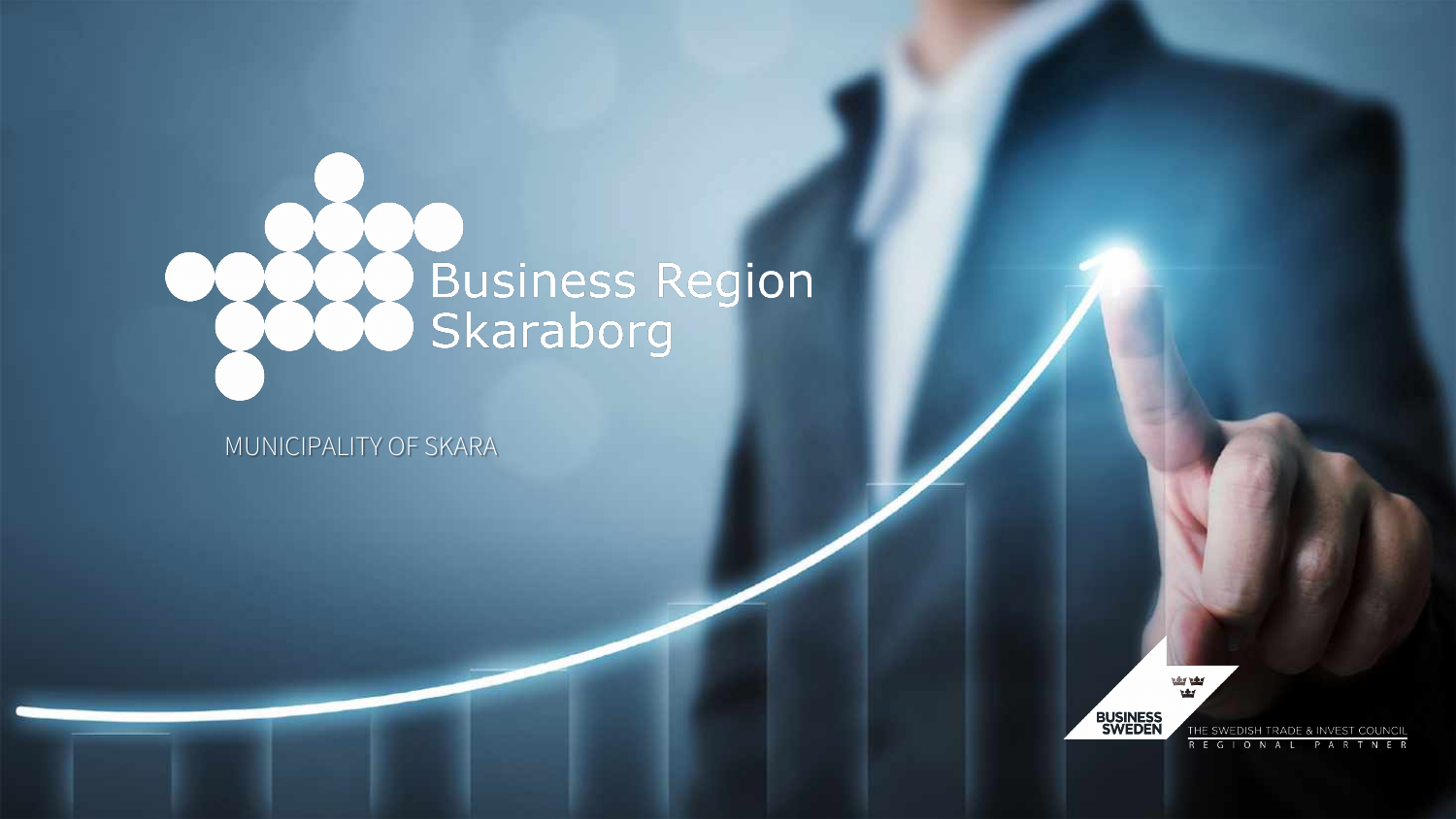# Business Region Skaraborg

MUNICIPALITY OF SKARA

BUSINESS SWEDEN

THE SWEDISH TRADE & INVEST COUNCIL

REGIONAL PARTNER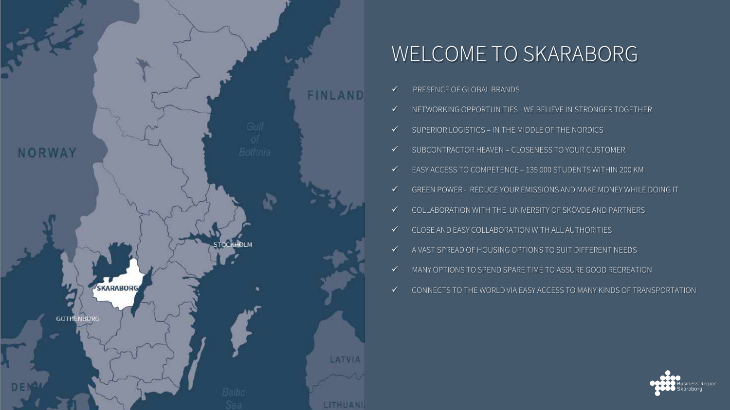# WELCOME TO SKARABORG

- ✓ PRESENCE OF GLOBAL BRANDS
- ✓ NETWORKING OPPORTUNITIES - WE BELIEVE IN STRONGER TOGETHER
- ✓ SUPERIOR LOGISTICS – IN THE MIDDLE OF THE NORDICS
- ✓ SUBCONTRACTOR HEAVEN – CLOSENESS TO YOUR CUSTOMER
- ✓ EASY ACCESS TO COMPETENCE – 135 000 STUDENTS WITHIN 200 KM
- ✓ GREEN POWER - REDUCE YOUR EMISSIONS AND MAKE MONEY WHILE DOING IT
- ✓ COLLABORATION WITH THE UNIVERSITY OF SKÖVDE AND PARTNERS
- ✓ CLOSE AND EASY COLLABORATION WITH ALL AUTHORITIES
- ✓ A VAST SPREAD OF HOUSING OPTIONS TO SUIT DIFFERENT NEEDS
- ✓ MANY OPTIONS TO SPEND SPARE TIME TO ASSURE GOOD RECREATION
- ✓ CONNECTS TO THE WORLD VIA EASY ACCESS TO MANY KINDS OF TRANSPORTATION

Business Region Skaraborg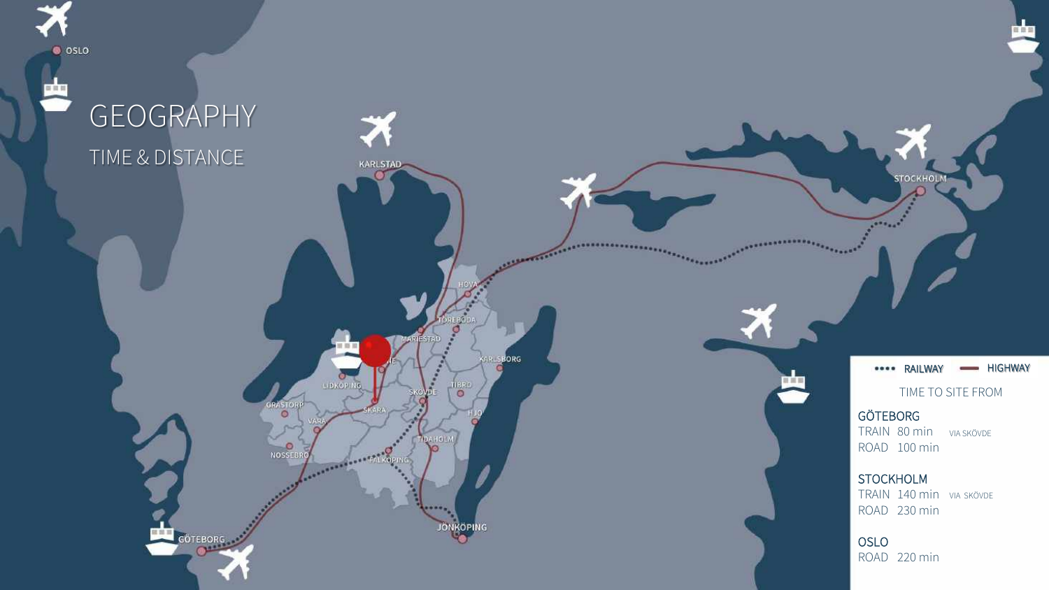# GEOGRAPHY

## TIME & DISTANCE

OSLO

KARLSTAD

STOCKHOLM

HOVA

TÖREBODA

MARIESTAD

KARLSBORG

LIDKÖPING

TIBRO

SKÖVDE

GRÄSTORP

SKARA

HJO

VARA

TIDAHOLM

NOSSEBRO

FALKÖPING

JÖNKÖPING

GÖTEBORG

RAILWAY — HIGHWAY

TIME TO SITE FROM

**GÖTEBORG**
TRAIN 80 min VIA SKÖVDE
ROAD 100 min

**STOCKHOLM**
TRAIN 140 min VIA SKÖVDE
ROAD 230 min

**OSLO**
ROAD 220 min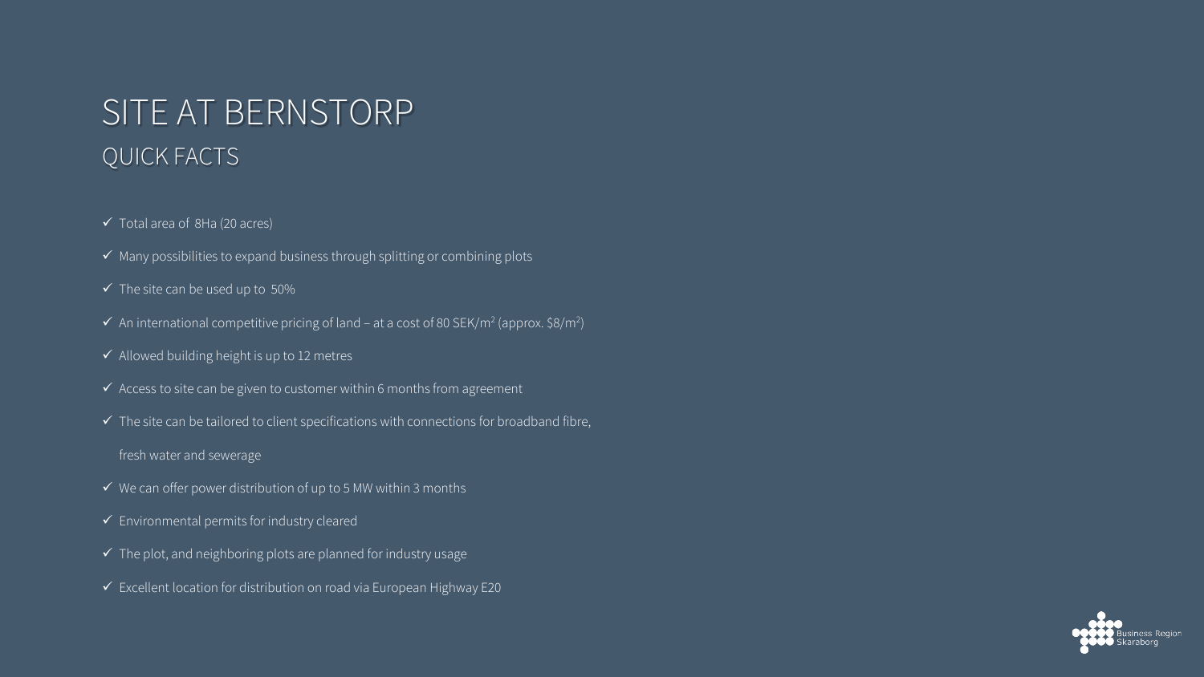# SITE AT BERNSTORP

## QUICK FACTS

- ✓ Total area of 8Ha (20 acres)
- ✓ Many possibilities to expand business through splitting or combining plots
- ✓ The site can be used up to 50%
- ✓ An international competitive pricing of land – at a cost of 80 SEK/$m^2$ (approx. $8/$m^2$)
- ✓ Allowed building height is up to 12 metres
- ✓ Access to site can be given to customer within 6 months from agreement
- ✓ The site can be tailored to client specifications with connections for broadband fibre, fresh water and sewerage
- ✓ We can offer power distribution of up to 5 MW within 3 months
- ✓ Environmental permits for industry cleared
- ✓ The plot, and neighboring plots are planned for industry usage
- ✓ Excellent location for distribution on road via European Highway E20

Business Region Skaraborg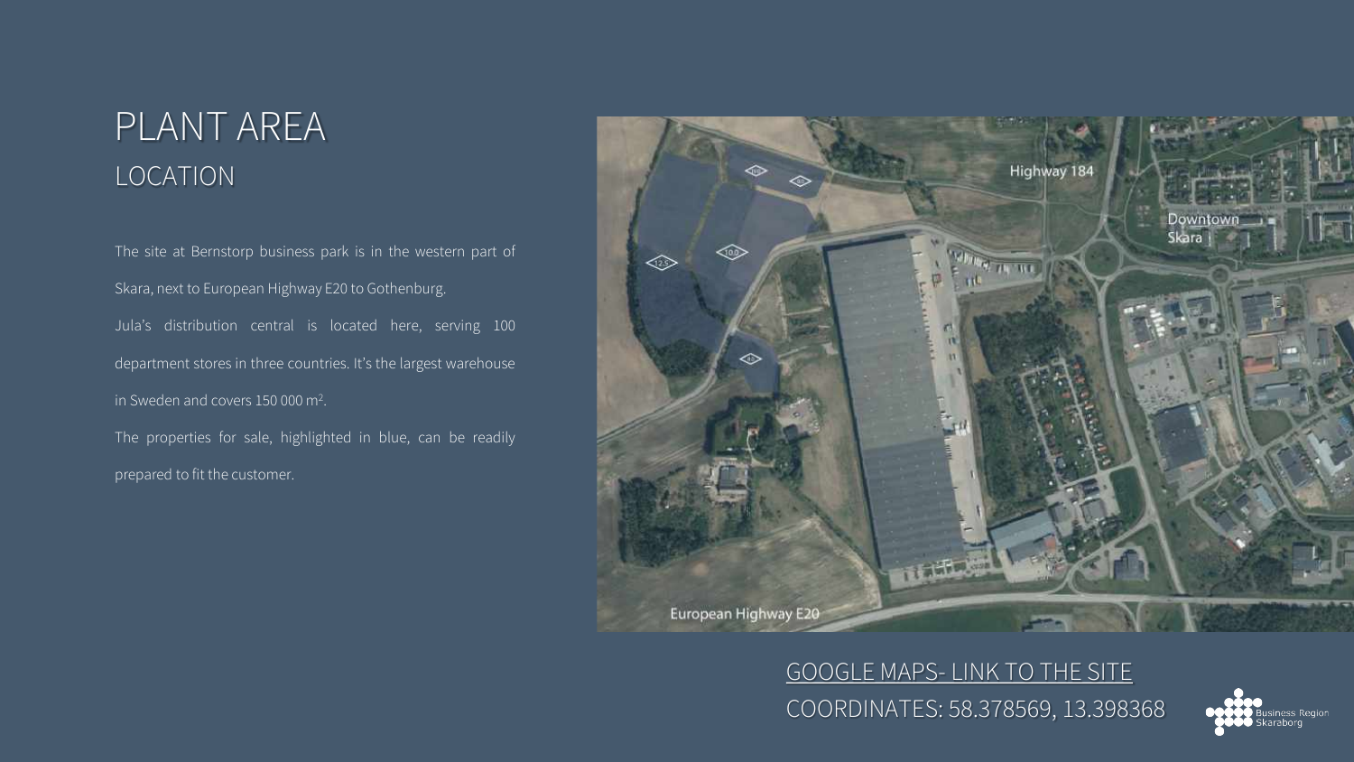# PLANT AREA

## LOCATION

The site at Bernstorp business park is in the western part of Skara, next to European Highway E20 to Gothenburg.

Jula's distribution central is located here, serving 100 department stores in three countries. It's the largest warehouse in Sweden and covers 150 000 m².

The properties for sale, highlighted in blue, can be readily prepared to fit the customer.

GOOGLE MAPS- LINK TO THE SITE

COORDINATES: 58.378569, 13.398368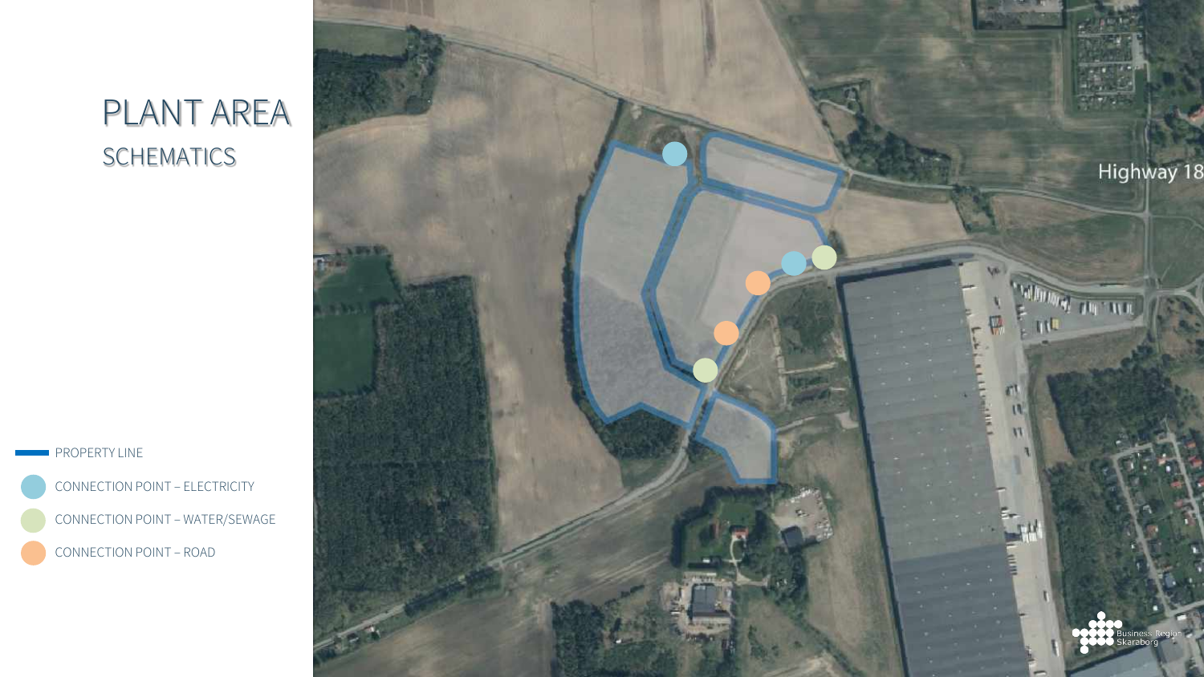# PLANT AREA

## SCHEMATICS

- PROPERTY LINE
- CONNECTION POINT – ELECTRICITY
- CONNECTION POINT – WATER/SEWAGE
- CONNECTION POINT – ROAD

Highway 18

Business Region Skaraborg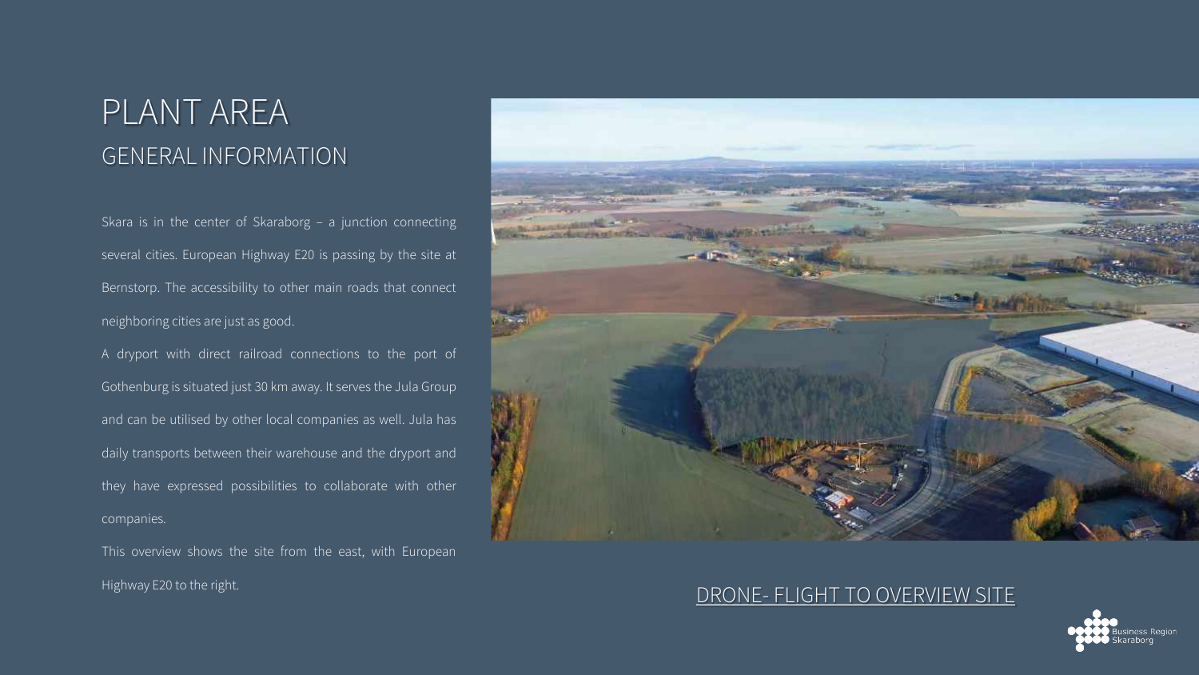# PLANT AREA

## GENERAL INFORMATION

Skara is in the center of Skaraborg – a junction connecting several cities. European Highway E20 is passing by the site at Bernstorp. The accessibility to other main roads that connect neighboring cities are just as good.

A dryport with direct railroad connections to the port of Gothenburg is situated just 30 km away. It serves the Jula Group and can be utilised by other local companies as well. Jula has daily transports between their warehouse and the dryport and they have expressed possibilities to collaborate with other companies.

This overview shows the site from the east, with European Highway E20 to the right.

DRONE- FLIGHT TO OVERVIEW SITE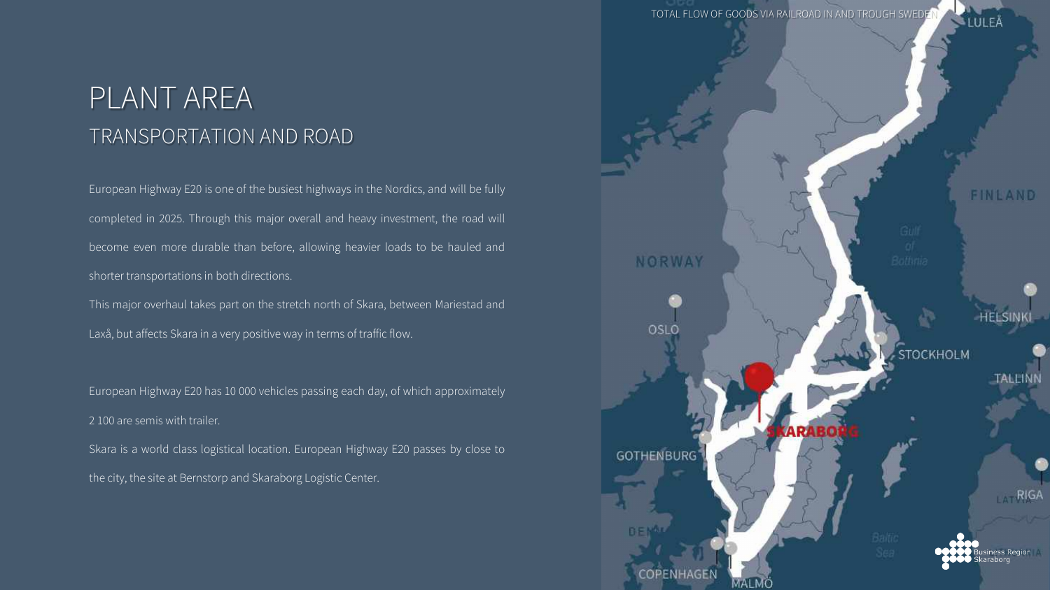# PLANT AREA

## TRANSPORTATION AND ROAD

European Highway E20 is one of the busiest highways in the Nordics, and will be fully completed in 2025. Through this major overall and heavy investment, the road will become even more durable than before, allowing heavier loads to be hauled and shorter transportations in both directions.

This major overhaul takes part on the stretch north of Skara, between Mariestad and Laxå, but affects Skara in a very positive way in terms of traffic flow.

European Highway E20 has 10 000 vehicles passing each day, of which approximately 2 100 are semis with trailer.

Skara is a world class logistical location. European Highway E20 passes by close to the city, the site at Bernstorp and Skaraborg Logistic Center.

TOTAL FLOW OF GOODS VIA RAILROAD IN AND TROUGH SWEDEN

LULEÅ

FINLAND

NORWAY

HELSINKI

OSLO

STOCKHOLM

TALLINN

SKARABORG

GOTHENBURG

RIGA

COPENHAGEN

MALMÖ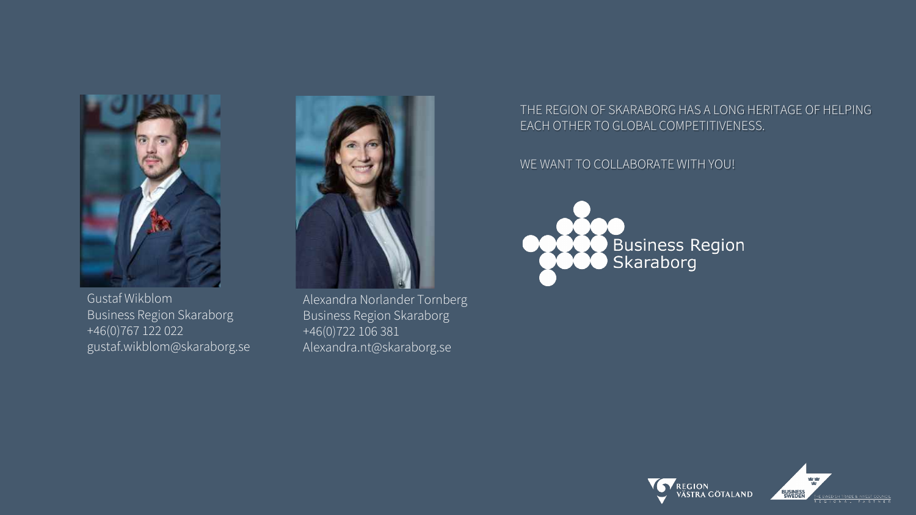Gustaf Wikblom
Business Region Skaraborg
+46(0)767 122 022
gustaf.wikblom@skaraborg.se

Alexandra Norlander Tornberg
Business Region Skaraborg
+46(0)722 106 381
Alexandra.nt@skaraborg.se

THE REGION OF SKARABORG HAS A LONG HERITAGE OF HELPING EACH OTHER TO GLOBAL COMPETITIVENESS.

WE WANT TO COLLABORATE WITH YOU!

Business Region Skaraborg

REGION VÄSTRA GÖTALAND

BUSINESS SWEDEN